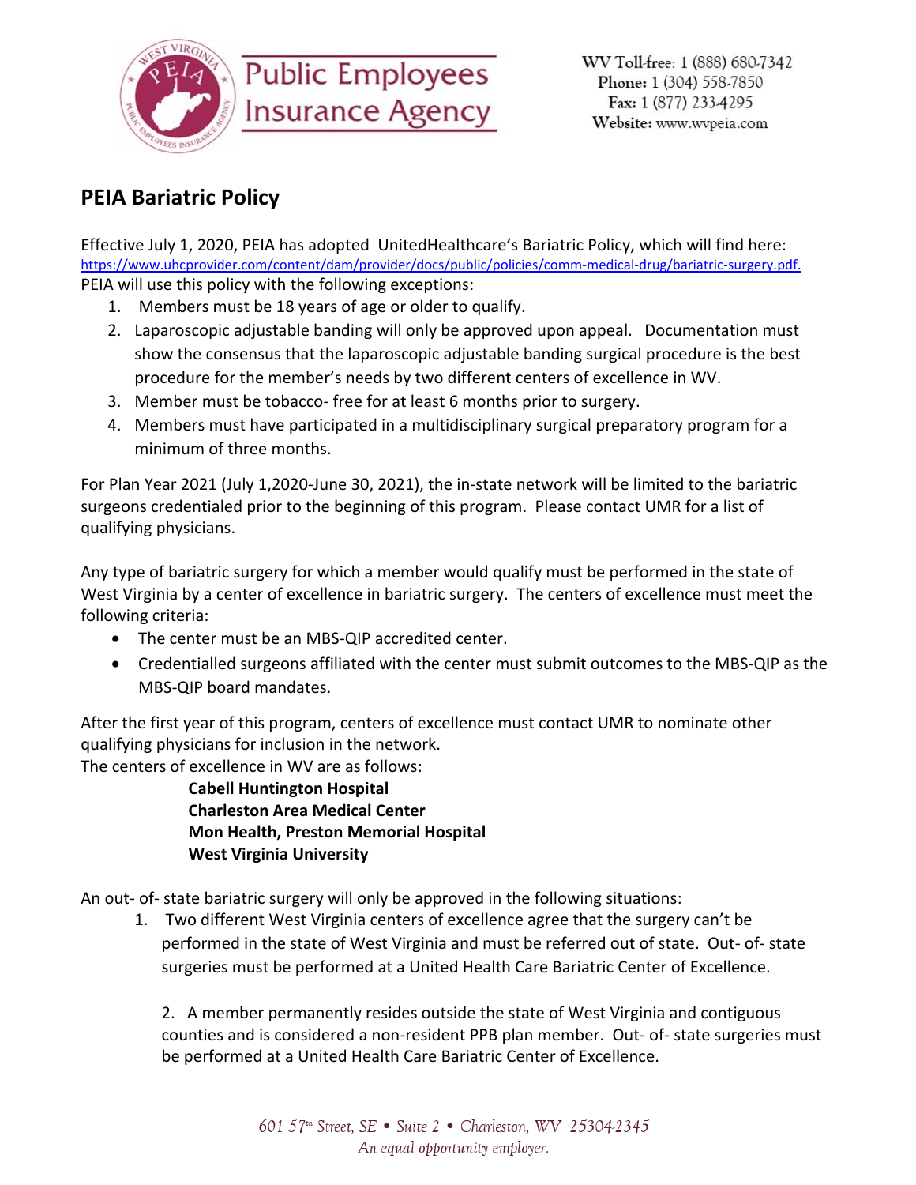Public Employees Insurance Agency

WV Toll-free: 1 (888) 680-7342
Phone: 1 (304) 558-7850
Fax: 1 (877) 233-4295
Website: www.wvpeia.com

## PEIA Bariatric Policy

Effective July 1, 2020, PEIA has adopted UnitedHealthcare's Bariatric Policy, which will find here: https://www.uhcprovider.com/content/dam/provider/docs/public/policies/comm-medical-drug/bariatric-surgery.pdf. PEIA will use this policy with the following exceptions:

1. Members must be 18 years of age or older to qualify.
2. Laparoscopic adjustable banding will only be approved upon appeal. Documentation must show the consensus that the laparoscopic adjustable banding surgical procedure is the best procedure for the member's needs by two different centers of excellence in WV.
3. Member must be tobacco- free for at least 6 months prior to surgery.
4. Members must have participated in a multidisciplinary surgical preparatory program for a minimum of three months.

For Plan Year 2021 (July 1,2020-June 30, 2021), the in-state network will be limited to the bariatric surgeons credentialed prior to the beginning of this program. Please contact UMR for a list of qualifying physicians.

Any type of bariatric surgery for which a member would qualify must be performed in the state of West Virginia by a center of excellence in bariatric surgery. The centers of excellence must meet the following criteria:

- The center must be an MBS-QIP accredited center.
- Credentialled surgeons affiliated with the center must submit outcomes to the MBS-QIP as the MBS-QIP board mandates.

After the first year of this program, centers of excellence must contact UMR to nominate other qualifying physicians for inclusion in the network.
The centers of excellence in WV are as follows:

**Cabell Huntington Hospital**
**Charleston Area Medical Center**
**Mon Health, Preston Memorial Hospital**
**West Virginia University**

An out- of- state bariatric surgery will only be approved in the following situations:

1. Two different West Virginia centers of excellence agree that the surgery can't be performed in the state of West Virginia and must be referred out of state. Out- of- state surgeries must be performed at a United Health Care Bariatric Center of Excellence.

2. A member permanently resides outside the state of West Virginia and contiguous counties and is considered a non-resident PPB plan member. Out- of- state surgeries must be performed at a United Health Care Bariatric Center of Excellence.

*601 57th Street, SE • Suite 2 • Charleston, WV 25304-2345*
*An equal opportunity employer.*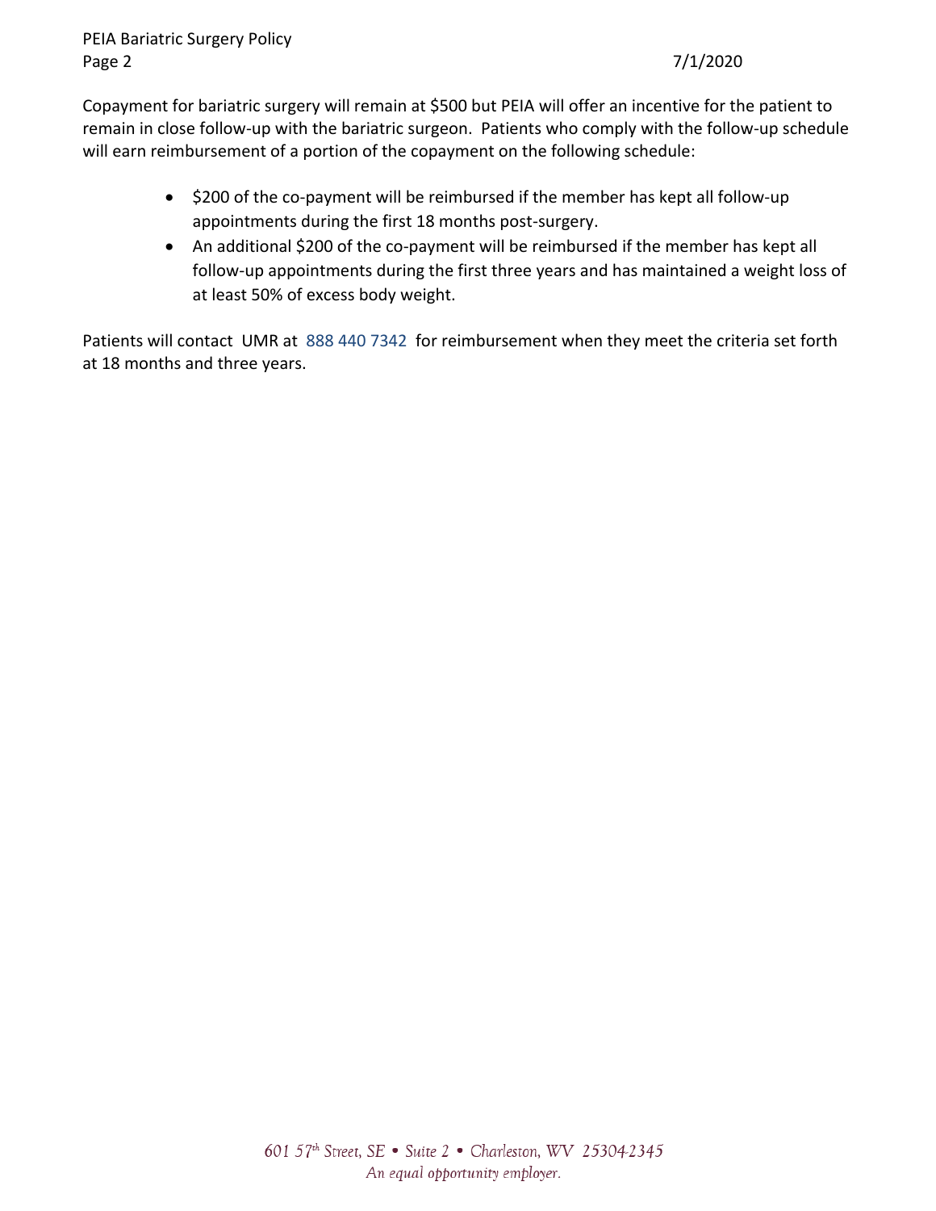Copayment for bariatric surgery will remain at $500 but PEIA will offer an incentive for the patient to remain in close follow-up with the bariatric surgeon. Patients who comply with the follow-up schedule will earn reimbursement of a portion of the copayment on the following schedule:

- $200 of the co-payment will be reimbursed if the member has kept all follow-up appointments during the first 18 months post-surgery.
- An additional $200 of the co-payment will be reimbursed if the member has kept all follow-up appointments during the first three years and has maintained a weight loss of at least 50% of excess body weight.

Patients will contact UMR at 888 440 7342 for reimbursement when they meet the criteria set forth at 18 months and three years.